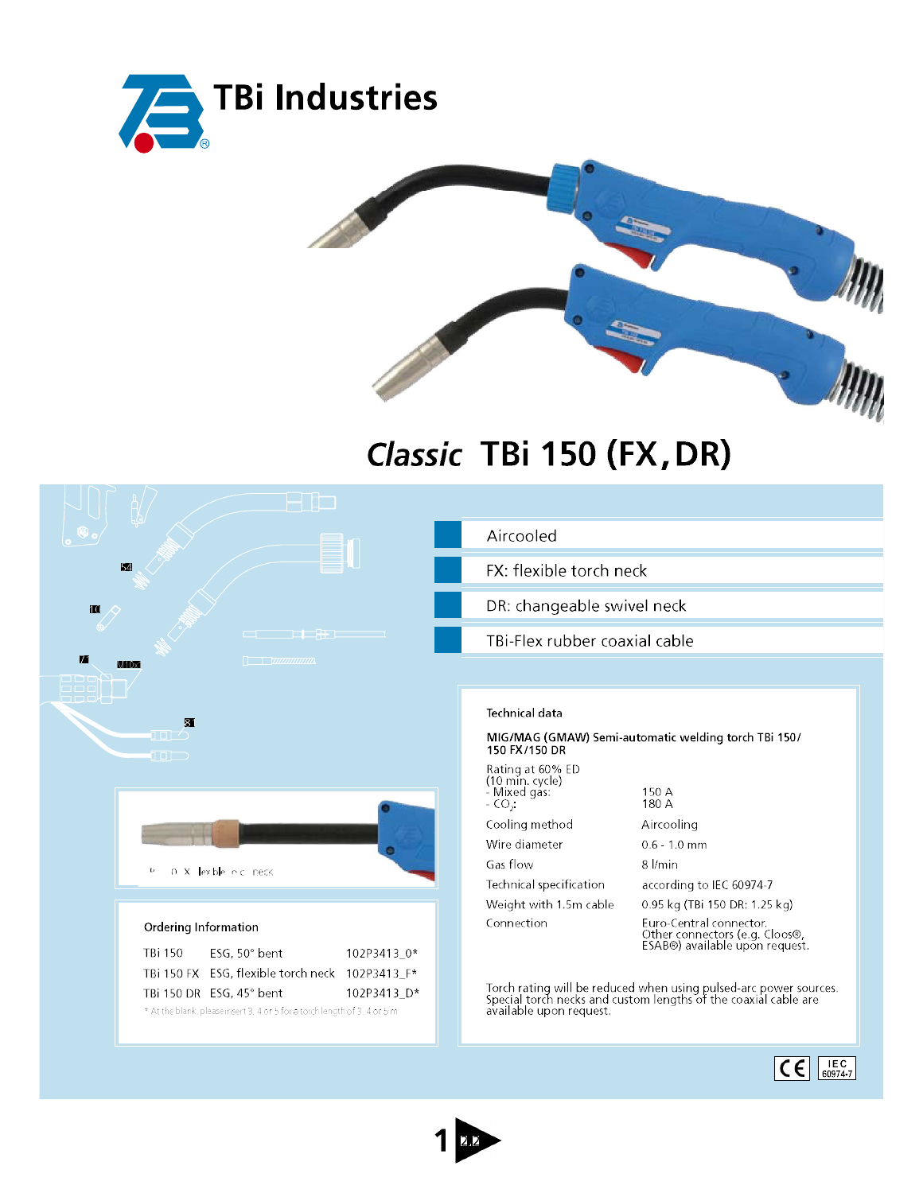# TBi Industries

## *Classic* TBi 150 (FX, DR)

- Aircooled
- FX: flexible torch neck
- DR: changeable swivel neck
- TBi-Flex rubber coaxial cable

### Technical data

**MIG/MAG (GMAW) Semi-automatic welding torch TBi 150/ 150 FX/150 DR**

| | |
|---|---|
| Rating at 60% ED (10 min. cycle) | |
| - Mixed gas: | 150 A |
| - $CO_2$: | 180 A |
| Cooling method | Aircooling |
| Wire diameter | 0.6 - 1.0 mm |
| Gas flow | 8 l/min |
| Technical specification | according to IEC 60974-7 |
| Weight with 1.5m cable | 0.95 kg (TBi 150 DR: 1.25 kg) |
| Connection | Euro-Central connector. Other connectors (e.g. Cloos®, ESAB®) available upon request. |

Torch rating will be reduced when using pulsed-arc power sources. Special torch necks and custom lengths of the coaxial cable are available upon request.

### Ordering Information

| | | |
|---|---|---|
| TBi 150 | ESG, 50° bent | 102P3413_0* |
| TBi 150 FX | ESG, flexible torch neck | 102P3413_F* |
| TBi 150 DR | ESG, 45° bent | 102P3413_D* |

\* At the blank, please insert 3, 4 or 5 for a torch length of 3, 4 or 5 m

CE IEC 60974-7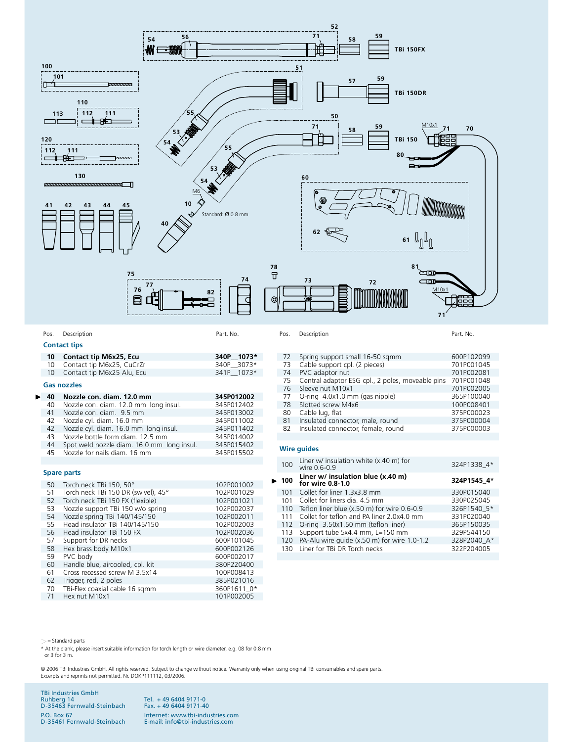| Pos. | Description | Part. No. |
|---|---|---|
| | **Contact tips** | |
| **10** | **Contact tip M6x25, Ecu** | **340P__1073*** |
| 10 | Contact tip M6x25, CuCrZr | 340P__3073* |
| 10 | Contact tip M6x25 Alu, Ecu | 341P__1073* |
| | **Gas nozzles** | |
| ► **40** | **Nozzle con. diam. 12.0 mm** | **345P012002** |
| 40 | Nozzle con. diam. 12.0 mm long insul. | 345P012402 |
| 41 | Nozzle con. diam. 9.5 mm | 345P013002 |
| 42 | Nozzle cyl. diam. 16.0 mm | 345P011002 |
| 42 | Nozzle cyl. diam. 16.0 mm long insul. | 345P011402 |
| 43 | Nozzle bottle form diam. 12.5 mm | 345P014002 |
| 44 | Spot weld nozzle diam. 16.0 mm long insul. | 345P015402 |
| 45 | Nozzle for nails diam. 16 mm | 345P015502 |
| | **Spare parts** | |
| 50 | Torch neck TBi 150, 50° | 102P001002 |
| 51 | Torch neck TBi 150 DR (swivel), 45° | 102P001029 |
| 52 | Torch neck TBi 150 FX (flexible) | 102P001021 |
| 53 | Nozzle support TBi 150 w/o spring | 102P002037 |
| 54 | Nozzle spring TBi 140/145/150 | 102P002011 |
| 55 | Head insulator TBi 140/145/150 | 102P002003 |
| 56 | Head insulator TBi 150 FX | 102P002036 |
| 57 | Support for DR necks | 600P101045 |
| 58 | Hex brass body M10x1 | 600P002126 |
| 59 | PVC body | 600P002017 |
| 60 | Handle blue, aircooled, cpl. kit | 380P220400 |
| 61 | Cross recessed screw M 3.5x14 | 100P008413 |
| 62 | Trigger, red, 2 poles | 385P021016 |
| 70 | TBi-Flex coaxial cable 16 sqmm | 360P1611_0* |
| 71 | Hex nut M10x1 | 101P002005 |

| Pos. | Description | Part. No. |
|---|---|---|
| 72 | Spring support small 16-50 sqmm | 600P102099 |
| 73 | Cable support cpl. (2 pieces) | 701P001045 |
| 74 | PVC adaptor nut | 701P002081 |
| 75 | Central adaptor ESG cpl., 2 poles, moveable pins | 701P001048 |
| 76 | Sleeve nut M10x1 | 701P002005 |
| 77 | O-ring 4.0x1.0 mm (gas nipple) | 365P100040 |
| 78 | Slotted screw M4x6 | 100P008401 |
| 80 | Cable lug, flat | 375P000023 |
| 81 | Insulated connector, male, round | 375P000004 |
| 82 | Insulated connector, female, round | 375P000003 |
| | **Wire guides** | |
| 100 | Liner w/ insulation white (x.40 m) for wire 0.6-0.9 | 324P1338_4* |
| ► **100** | **Liner w/ insulation blue (x.40 m) for wire 0.8-1.0** | **324P1545_4*** |
| 101 | Collet for liner 1.3x3.8 mm | 330P015040 |
| 101 | Collet for liners dia. 4.5 mm | 330P025045 |
| 110 | Teflon liner blue (x.50 m) for wire 0.6-0.9 | 326P1540_5* |
| 111 | Collet for teflon and PA liner 2.0x4.0 mm | 331P020040 |
| 112 | O-ring 3.50x1.50 mm (teflon liner) | 365P150035 |
| 113 | Support tube 5x4.4 mm, L=150 mm | 329P544150 |
| 120 | PA-Alu wire guide (x.50 m) for wire 1.0-1.2 | 328P2040_A* |
| 130 | Liner for TBi DR Torch necks | 322P204005 |

► = Standard parts

\* At the blank, please insert suitable information for torch length or wire diameter, e.g. 08 for 0.8 mm or 3 for 3 m.

© 2006 TBi Industries GmbH. All rights reserved. Subject to change without notice. Warranty only when using original TBi consumables and spare parts. Excerpts and reprints not permitted. Nr. DOKP111112, 03/2006.

TBi Industries GmbH
Ruhberg 14
D-35463 Fernwald-Steinbach

P.O. Box 67
D-35461 Fernwald-Steinbach

Tel. + 49 6404 9171-0
Fax. + 49 6404 9171-40

Internet: www.tbi-industries.com
E-mail: info@tbi-industries.com